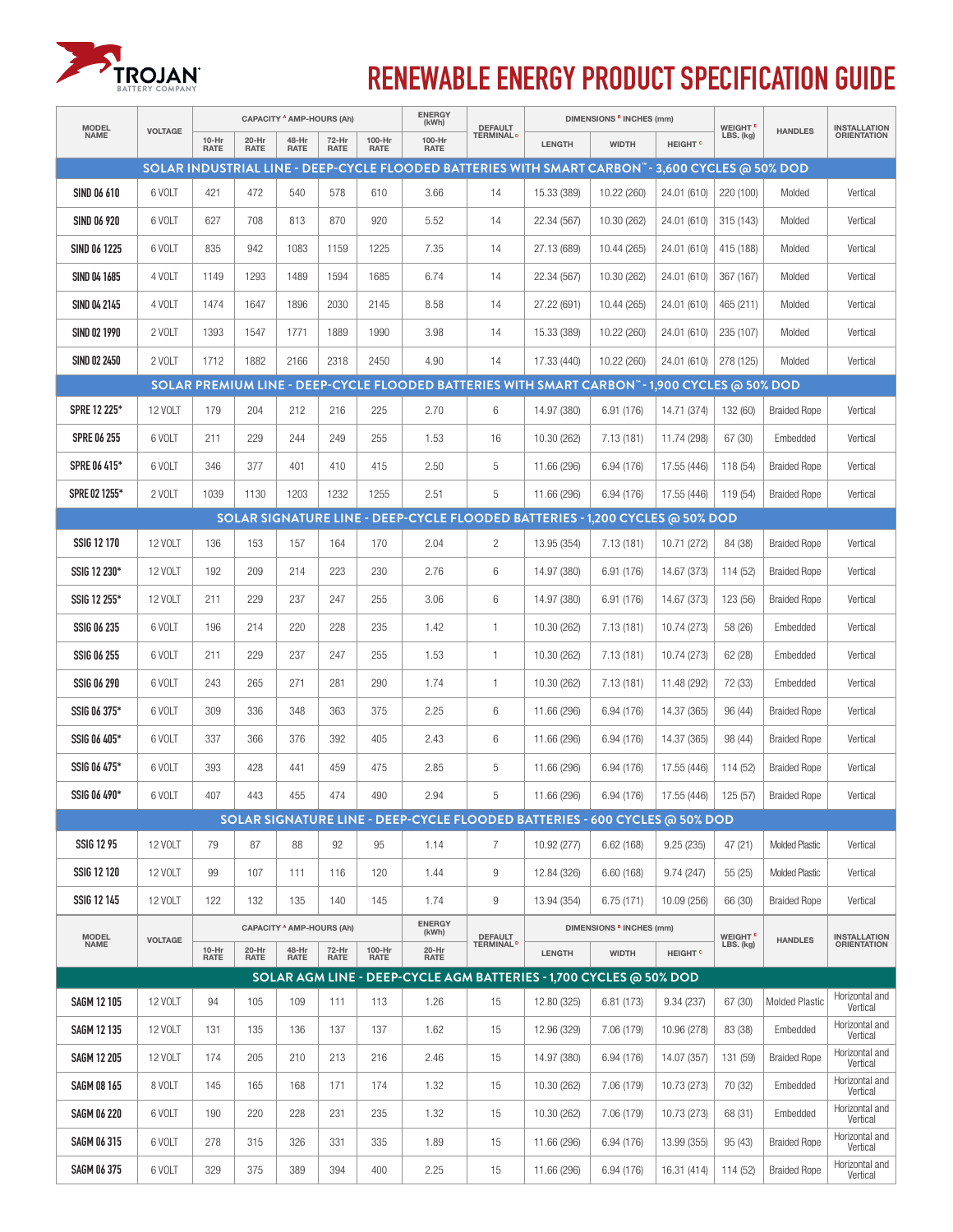# TROJAN BATTERY COMPANY

# RENEWABLE ENERGY PRODUCT SPECIFICATION GUIDE

| MODEL NAME | VOLTAGE | CAPACITY [A] AMP-HOURS (Ah) | | | | | ENERGY (kWh) | DEFAULT TERMINAL [D] | DIMENSIONS [B] INCHES (mm) | | | WEIGHT [E] LBS. (kg) | HANDLES | INSTALLATION ORIENTATION |
|---|---|---|---|---|---|---|---|---|---|---|---|---|---|---|
| | | 10-Hr RATE | 20-Hr RATE | 48-Hr RATE | 72-Hr RATE | 100-Hr RATE | 100-Hr RATE | | LENGTH | WIDTH | HEIGHT [C] | | | |
| **SOLAR INDUSTRIAL LINE - DEEP-CYCLE FLOODED BATTERIES WITH SMART CARBON™ - 3,600 CYCLES @ 50% DOD** | | | | | | | | | | | | | | |
| **SIND 06 610** | 6 VOLT | 421 | 472 | 540 | 578 | 610 | 3.66 | 14 | 15.33 (389) | 10.22 (260) | 24.01 (610) | 220 (100) | Molded | Vertical |
| **SIND 06 920** | 6 VOLT | 627 | 708 | 813 | 870 | 920 | 5.52 | 14 | 22.34 (567) | 10.30 (262) | 24.01 (610) | 315 (143) | Molded | Vertical |
| **SIND 06 1225** | 6 VOLT | 835 | 942 | 1083 | 1159 | 1225 | 7.35 | 14 | 27.13 (689) | 10.44 (265) | 24.01 (610) | 415 (188) | Molded | Vertical |
| **SIND 04 1685** | 4 VOLT | 1149 | 1293 | 1489 | 1594 | 1685 | 6.74 | 14 | 22.34 (567) | 10.30 (262) | 24.01 (610) | 367 (167) | Molded | Vertical |
| **SIND 04 2145** | 4 VOLT | 1474 | 1647 | 1896 | 2030 | 2145 | 8.58 | 14 | 27.22 (691) | 10.44 (265) | 24.01 (610) | 465 (211) | Molded | Vertical |
| **SIND 02 1990** | 2 VOLT | 1393 | 1547 | 1771 | 1889 | 1990 | 3.98 | 14 | 15.33 (389) | 10.22 (260) | 24.01 (610) | 235 (107) | Molded | Vertical |
| **SIND 02 2450** | 2 VOLT | 1712 | 1882 | 2166 | 2318 | 2450 | 4.90 | 14 | 17.33 (440) | 10.22 (260) | 24.01 (610) | 278 (125) | Molded | Vertical |
| **SOLAR PREMIUM LINE - DEEP-CYCLE FLOODED BATTERIES WITH SMART CARBON™ - 1,900 CYCLES @ 50% DOD** | | | | | | | | | | | | | | |
| **SPRE 12 225*** | 12 VOLT | 179 | 204 | 212 | 216 | 225 | 2.70 | 6 | 14.97 (380) | 6.91 (176) | 14.71 (374) | 132 (60) | Braided Rope | Vertical |
| **SPRE 06 255** | 6 VOLT | 211 | 229 | 244 | 249 | 255 | 1.53 | 16 | 10.30 (262) | 7.13 (181) | 11.74 (298) | 67 (30) | Embedded | Vertical |
| **SPRE 06 415*** | 6 VOLT | 346 | 377 | 401 | 410 | 415 | 2.50 | 5 | 11.66 (296) | 6.94 (176) | 17.55 (446) | 118 (54) | Braided Rope | Vertical |
| **SPRE 02 1255*** | 2 VOLT | 1039 | 1130 | 1203 | 1232 | 1255 | 2.51 | 5 | 11.66 (296) | 6.94 (176) | 17.55 (446) | 119 (54) | Braided Rope | Vertical |
| **SOLAR SIGNATURE LINE - DEEP-CYCLE FLOODED BATTERIES - 1,200 CYCLES @ 50% DOD** | | | | | | | | | | | | | | |
| **SSIG 12 170** | 12 VOLT | 136 | 153 | 157 | 164 | 170 | 2.04 | 2 | 13.95 (354) | 7.13 (181) | 10.71 (272) | 84 (38) | Braided Rope | Vertical |
| **SSIG 12 230*** | 12 VOLT | 192 | 209 | 214 | 223 | 230 | 2.76 | 6 | 14.97 (380) | 6.91 (176) | 14.67 (373) | 114 (52) | Braided Rope | Vertical |
| **SSIG 12 255*** | 12 VOLT | 211 | 229 | 237 | 247 | 255 | 3.06 | 6 | 14.97 (380) | 6.91 (176) | 14.67 (373) | 123 (56) | Braided Rope | Vertical |
| **SSIG 06 235** | 6 VOLT | 196 | 214 | 220 | 228 | 235 | 1.42 | 1 | 10.30 (262) | 7.13 (181) | 10.74 (273) | 58 (26) | Embedded | Vertical |
| **SSIG 06 255** | 6 VOLT | 211 | 229 | 237 | 247 | 255 | 1.53 | 1 | 10.30 (262) | 7.13 (181) | 10.74 (273) | 62 (28) | Embedded | Vertical |
| **SSIG 06 290** | 6 VOLT | 243 | 265 | 271 | 281 | 290 | 1.74 | 1 | 10.30 (262) | 7.13 (181) | 11.48 (292) | 72 (33) | Embedded | Vertical |
| **SSIG 06 375*** | 6 VOLT | 309 | 336 | 348 | 363 | 375 | 2.25 | 6 | 11.66 (296) | 6.94 (176) | 14.37 (365) | 96 (44) | Braided Rope | Vertical |
| **SSIG 06 405*** | 6 VOLT | 337 | 366 | 376 | 392 | 405 | 2.43 | 6 | 11.66 (296) | 6.94 (176) | 14.37 (365) | 98 (44) | Braided Rope | Vertical |
| **SSIG 06 475*** | 6 VOLT | 393 | 428 | 441 | 459 | 475 | 2.85 | 5 | 11.66 (296) | 6.94 (176) | 17.55 (446) | 114 (52) | Braided Rope | Vertical |
| **SSIG 06 490*** | 6 VOLT | 407 | 443 | 455 | 474 | 490 | 2.94 | 5 | 11.66 (296) | 6.94 (176) | 17.55 (446) | 125 (57) | Braided Rope | Vertical |
| **SOLAR SIGNATURE LINE - DEEP-CYCLE FLOODED BATTERIES - 600 CYCLES @ 50% DOD** | | | | | | | | | | | | | | |
| **SSIG 12 95** | 12 VOLT | 79 | 87 | 88 | 92 | 95 | 1.14 | 7 | 10.92 (277) | 6.62 (168) | 9.25 (235) | 47 (21) | Molded Plastic | Vertical |
| **SSIG 12 120** | 12 VOLT | 99 | 107 | 111 | 116 | 120 | 1.44 | 9 | 12.84 (326) | 6.60 (168) | 9.74 (247) | 55 (25) | Molded Plastic | Vertical |
| **SSIG 12 145** | 12 VOLT | 122 | 132 | 135 | 140 | 145 | 1.74 | 9 | 13.94 (354) | 6.75 (171) | 10.09 (256) | 66 (30) | Braided Rope | Vertical |

| MODEL NAME | VOLTAGE | CAPACITY [A] AMP-HOURS (Ah) | | | | | ENERGY (kWh) | DEFAULT TERMINAL [D] | DIMENSIONS [B] INCHES (mm) | | | WEIGHT [E] LBS. (kg) | HANDLES | INSTALLATION ORIENTATION |
|---|---|---|---|---|---|---|---|---|---|---|---|---|---|---|
| | | 10-Hr RATE | 20-Hr RATE | 48-Hr RATE | 72-Hr RATE | 100-Hr RATE | 20-Hr RATE | | LENGTH | WIDTH | HEIGHT [C] | | | |
| **SOLAR AGM LINE - DEEP-CYCLE AGM BATTERIES - 1,700 CYCLES @ 50% DOD** | | | | | | | | | | | | | | |
| **SAGM 12 105** | 12 VOLT | 94 | 105 | 109 | 111 | 113 | 1.26 | 15 | 12.80 (325) | 6.81 (173) | 9.34 (237) | 67 (30) | Molded Plastic | Horizontal and Vertical |
| **SAGM 12 135** | 12 VOLT | 131 | 135 | 136 | 137 | 137 | 1.62 | 15 | 12.96 (329) | 7.06 (179) | 10.96 (278) | 83 (38) | Embedded | Horizontal and Vertical |
| **SAGM 12 205** | 12 VOLT | 174 | 205 | 210 | 213 | 216 | 2.46 | 15 | 14.97 (380) | 6.94 (176) | 14.07 (357) | 131 (59) | Braided Rope | Horizontal and Vertical |
| **SAGM 08 165** | 8 VOLT | 145 | 165 | 168 | 171 | 174 | 1.32 | 15 | 10.30 (262) | 7.06 (179) | 10.73 (273) | 70 (32) | Embedded | Horizontal and Vertical |
| **SAGM 06 220** | 6 VOLT | 190 | 220 | 228 | 231 | 235 | 1.32 | 15 | 10.30 (262) | 7.06 (179) | 10.73 (273) | 68 (31) | Embedded | Horizontal and Vertical |
| **SAGM 06 315** | 6 VOLT | 278 | 315 | 326 | 331 | 335 | 1.89 | 15 | 11.66 (296) | 6.94 (176) | 13.99 (355) | 95 (43) | Braided Rope | Horizontal and Vertical |
| **SAGM 06 375** | 6 VOLT | 329 | 375 | 389 | 394 | 400 | 2.25 | 15 | 11.66 (296) | 6.94 (176) | 16.31 (414) | 114 (52) | Braided Rope | Horizontal and Vertical |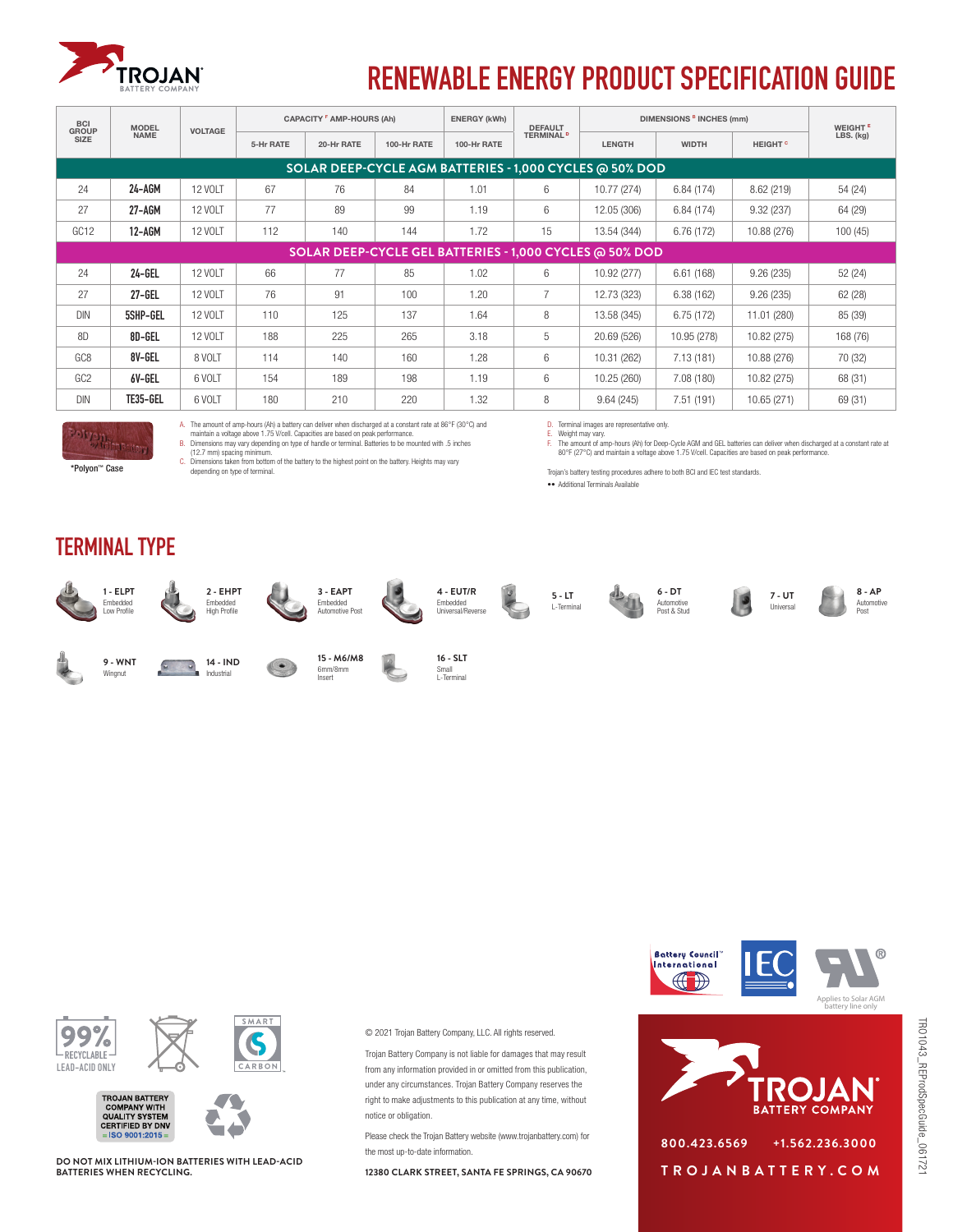# RENEWABLE ENERGY PRODUCT SPECIFICATION GUIDE

| BCI GROUP SIZE | MODEL NAME | VOLTAGE | CAPACITY [F] AMP-HOURS (Ah) | | | ENERGY (kWh) | DEFAULT TERMINAL [D] | DIMENSIONS [B] INCHES (mm) | | | WEIGHT [E] LBS. (kg) |
|---|---|---|---|---|---|---|---|---|---|---|---|
| | | | 5-Hr RATE | 20-Hr RATE | 100-Hr RATE | 100-Hr RATE | | LENGTH | WIDTH | HEIGHT [C] | |
| **SOLAR DEEP-CYCLE AGM BATTERIES - 1,000 CYCLES @ 50% DOD** | | | | | | | | | | | |
| 24 | **24-AGM** | 12 VOLT | 67 | 76 | 84 | 1.01 | 6 | 10.77 (274) | 6.84 (174) | 8.62 (219) | 54 (24) |
| 27 | **27-AGM** | 12 VOLT | 77 | 89 | 99 | 1.19 | 6 | 12.05 (306) | 6.84 (174) | 9.32 (237) | 64 (29) |
| GC12 | **12-AGM** | 12 VOLT | 112 | 140 | 144 | 1.72 | 15 | 13.54 (344) | 6.76 (172) | 10.88 (276) | 100 (45) |
| **SOLAR DEEP-CYCLE GEL BATTERIES - 1,000 CYCLES @ 50% DOD** | | | | | | | | | | | |
| 24 | **24-GEL** | 12 VOLT | 66 | 77 | 85 | 1.02 | 6 | 10.92 (277) | 6.61 (168) | 9.26 (235) | 52 (24) |
| 27 | **27-GEL** | 12 VOLT | 76 | 91 | 100 | 1.20 | 7 | 12.73 (323) | 6.38 (162) | 9.26 (235) | 62 (28) |
| DIN | **5SHP-GEL** | 12 VOLT | 110 | 125 | 137 | 1.64 | 8 | 13.58 (345) | 6.75 (172) | 11.01 (280) | 85 (39) |
| 8D | **8D-GEL** | 12 VOLT | 188 | 225 | 265 | 3.18 | 5 | 20.69 (526) | 10.95 (278) | 10.82 (275) | 168 (76) |
| GC8 | **8V-GEL** | 8 VOLT | 114 | 140 | 160 | 1.28 | 6 | 10.31 (262) | 7.13 (181) | 10.88 (276) | 70 (32) |
| GC2 | **6V-GEL** | 6 VOLT | 154 | 189 | 198 | 1.19 | 6 | 10.25 (260) | 7.08 (180) | 10.82 (275) | 68 (31) |
| DIN | **TE35-GEL** | 6 VOLT | 180 | 210 | 220 | 1.32 | 8 | 9.64 (245) | 7.51 (191) | 10.65 (271) | 69 (31) |

*Polyon™ Case

A. The amount of amp-hours (Ah) a battery can deliver when discharged at a constant rate at 86°F (30°C) and maintain a voltage above 1.75 V/cell. Capacities are based on peak performance.
B. Dimensions may vary depending on type of handle or terminal. Batteries to be mounted with .5 inches (12.7 mm) spacing minimum.
C. Dimensions taken from bottom of the battery to the highest point on the battery. Heights may vary depending on type of terminal.
D. Terminal images are representative only.
E. Weight may vary.
F. The amount of amp-hours (Ah) for Deep-Cycle AGM and GEL batteries can deliver when discharged at a constant rate at 80°F (27°C) and maintain a voltage above 1.75 V/cell. Capacities are based on peak performance.

Trojan's battery testing procedures adhere to both BCI and IEC test standards.

•• Additional Terminals Available

## TERMINAL TYPE

- **1 - ELPT** Embedded Low Profile
- **2 - EHPT** Embedded High Profile
- **3 - EAPT** Embedded Automotive Post
- **4 - EUT/R** Embedded Universal/Reverse
- **5 - LT** L-Terminal
- **6 - DT** Automotive Post & Stud
- **7 - UT** Universal
- **8 - AP** Automotive Post
- **9 - WNT** Wingnut
- **14 - IND** Industrial
- **15 - M6/M8** 6mm/8mm Insert
- **16 - SLT** Small L-Terminal

Applies to Solar AGM battery line only

99% RECYCLABLE LEAD-ACID ONLY

TROJAN BATTERY COMPANY WITH QUALITY SYSTEM CERTIFIED BY DNV = ISO 9001:2015 =

**DO NOT MIX LITHIUM-ION BATTERIES WITH LEAD-ACID BATTERIES WHEN RECYCLING.**

© 2021 Trojan Battery Company, LLC. All rights reserved.

Trojan Battery Company is not liable for damages that may result from any information provided in or omitted from this publication, under any circumstances. Trojan Battery Company reserves the right to make adjustments to this publication at any time, without notice or obligation.

Please check the Trojan Battery website (www.trojanbattery.com) for the most up-to-date information.

**12380 CLARK STREET, SANTA FE SPRINGS, CA 90670**

TROJAN BATTERY COMPANY

800.423.6569 +1.562.236.3000

TROJANBATTERY.COM

TR01043_REProdSpecGuide_061721